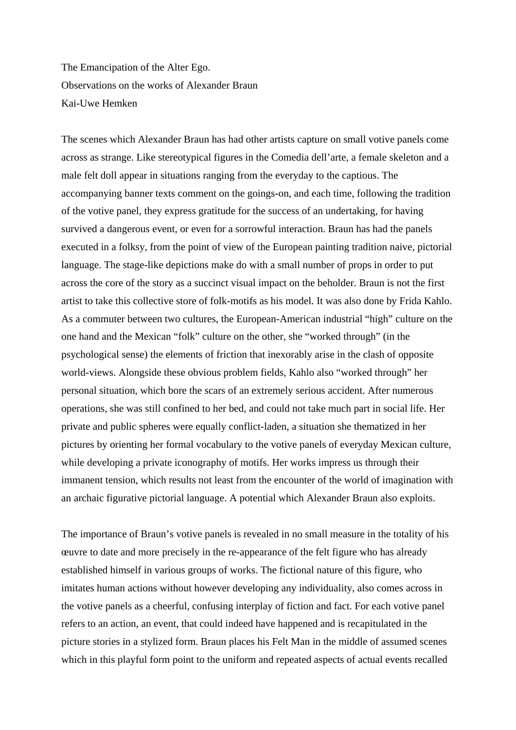The Emancipation of the Alter Ego.

Observations on the works of Alexander Braun

Kai-Uwe Hemken

The scenes which Alexander Braun has had other artists capture on small votive panels come across as strange. Like stereotypical figures in the Comedia dell'arte, a female skeleton and a male felt doll appear in situations ranging from the everyday to the captious. The accompanying banner texts comment on the goings-on, and each time, following the tradition of the votive panel, they express gratitude for the success of an undertaking, for having survived a dangerous event, or even for a sorrowful interaction. Braun has had the panels executed in a folksy, from the point of view of the European painting tradition naive, pictorial language. The stage-like depictions make do with a small number of props in order to put across the core of the story as a succinct visual impact on the beholder. Braun is not the first artist to take this collective store of folk-motifs as his model. It was also done by Frida Kahlo. As a commuter between two cultures, the European-American industrial "high" culture on the one hand and the Mexican "folk" culture on the other, she "worked through" (in the psychological sense) the elements of friction that inexorably arise in the clash of opposite world-views. Alongside these obvious problem fields, Kahlo also "worked through" her personal situation, which bore the scars of an extremely serious accident. After numerous operations, she was still confined to her bed, and could not take much part in social life. Her private and public spheres were equally conflict-laden, a situation she thematized in her pictures by orienting her formal vocabulary to the votive panels of everyday Mexican culture, while developing a private iconography of motifs. Her works impress us through their immanent tension, which results not least from the encounter of the world of imagination with an archaic figurative pictorial language. A potential which Alexander Braun also exploits.

The importance of Braun's votive panels is revealed in no small measure in the totality of his œuvre to date and more precisely in the re-appearance of the felt figure who has already established himself in various groups of works. The fictional nature of this figure, who imitates human actions without however developing any individuality, also comes across in the votive panels as a cheerful, confusing interplay of fiction and fact. For each votive panel refers to an action, an event, that could indeed have happened and is recapitulated in the picture stories in a stylized form. Braun places his Felt Man in the middle of assumed scenes which in this playful form point to the uniform and repeated aspects of actual events recalled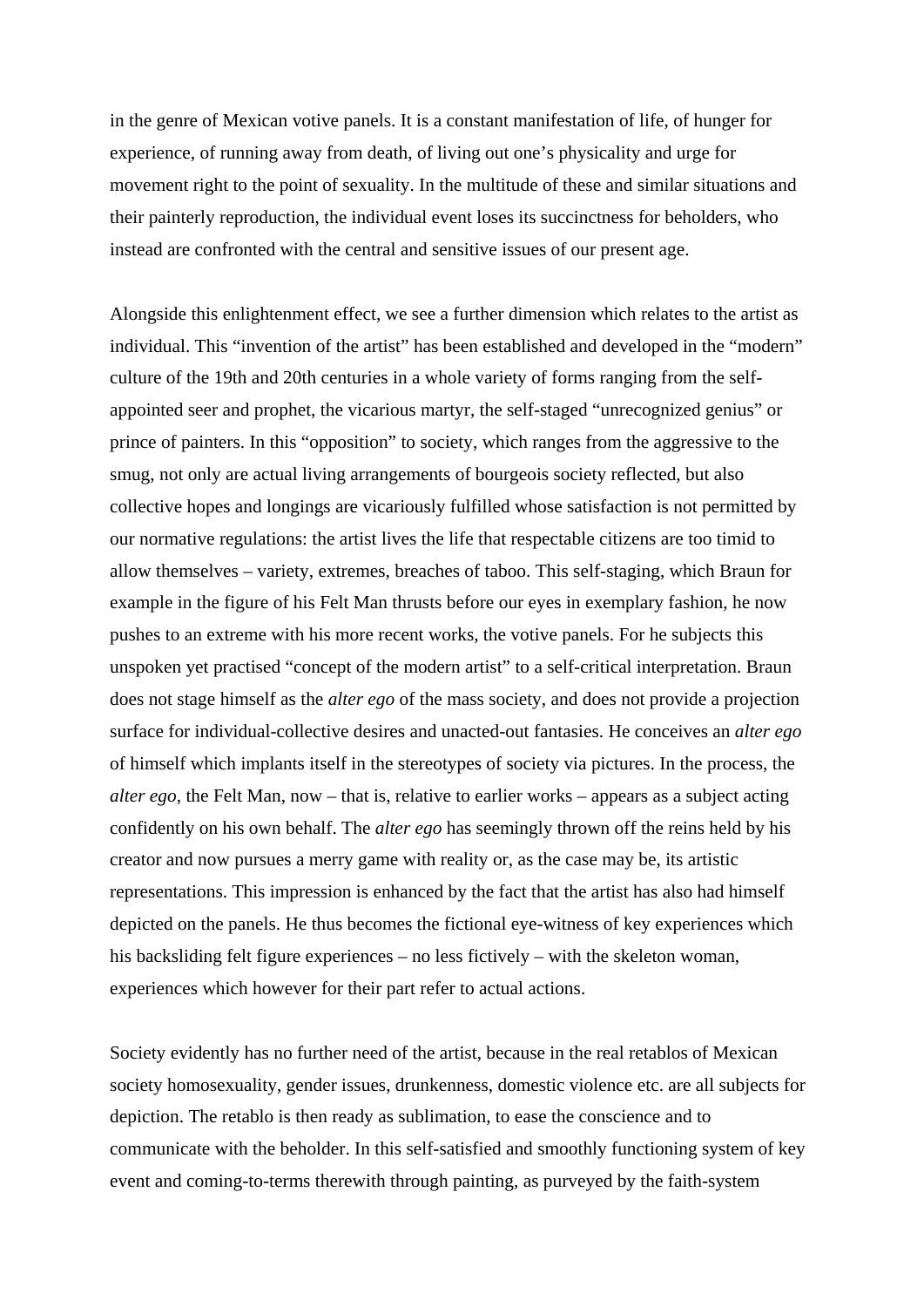in the genre of Mexican votive panels. It is a constant manifestation of life, of hunger for experience, of running away from death, of living out one's physicality and urge for movement right to the point of sexuality. In the multitude of these and similar situations and their painterly reproduction, the individual event loses its succinctness for beholders, who instead are confronted with the central and sensitive issues of our present age.

Alongside this enlightenment effect, we see a further dimension which relates to the artist as individual. This "invention of the artist" has been established and developed in the "modern" culture of the 19th and 20th centuries in a whole variety of forms ranging from the self-appointed seer and prophet, the vicarious martyr, the self-staged "unrecognized genius" or prince of painters. In this "opposition" to society, which ranges from the aggressive to the smug, not only are actual living arrangements of bourgeois society reflected, but also collective hopes and longings are vicariously fulfilled whose satisfaction is not permitted by our normative regulations: the artist lives the life that respectable citizens are too timid to allow themselves – variety, extremes, breaches of taboo. This self-staging, which Braun for example in the figure of his Felt Man thrusts before our eyes in exemplary fashion, he now pushes to an extreme with his more recent works, the votive panels. For he subjects this unspoken yet practised "concept of the modern artist" to a self-critical interpretation. Braun does not stage himself as the *alter ego* of the mass society, and does not provide a projection surface for individual-collective desires and unacted-out fantasies. He conceives an *alter ego* of himself which implants itself in the stereotypes of society via pictures. In the process, the *alter ego*, the Felt Man, now – that is, relative to earlier works – appears as a subject acting confidently on his own behalf. The *alter ego* has seemingly thrown off the reins held by his creator and now pursues a merry game with reality or, as the case may be, its artistic representations. This impression is enhanced by the fact that the artist has also had himself depicted on the panels. He thus becomes the fictional eye-witness of key experiences which his backsliding felt figure experiences – no less fictively – with the skeleton woman, experiences which however for their part refer to actual actions.

Society evidently has no further need of the artist, because in the real retablos of Mexican society homosexuality, gender issues, drunkenness, domestic violence etc. are all subjects for depiction. The retablo is then ready as sublimation, to ease the conscience and to communicate with the beholder. In this self-satisfied and smoothly functioning system of key event and coming-to-terms therewith through painting, as purveyed by the faith-system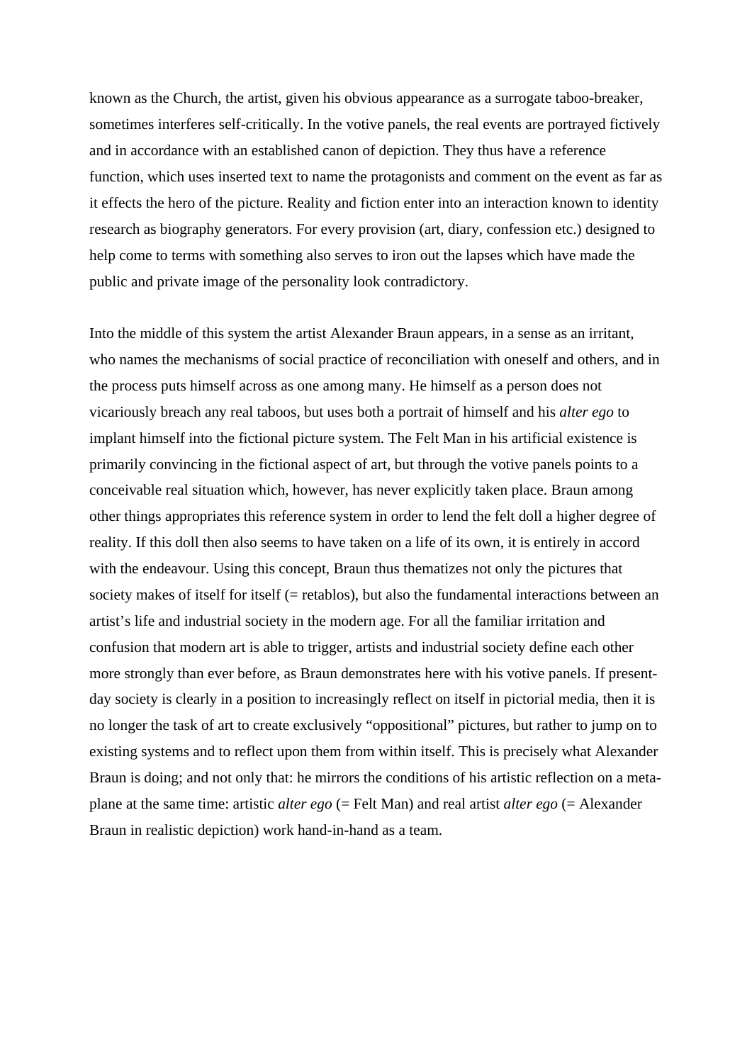known as the Church, the artist, given his obvious appearance as a surrogate taboo-breaker, sometimes interferes self-critically. In the votive panels, the real events are portrayed fictively and in accordance with an established canon of depiction. They thus have a reference function, which uses inserted text to name the protagonists and comment on the event as far as it effects the hero of the picture. Reality and fiction enter into an interaction known to identity research as biography generators. For every provision (art, diary, confession etc.) designed to help come to terms with something also serves to iron out the lapses which have made the public and private image of the personality look contradictory.

Into the middle of this system the artist Alexander Braun appears, in a sense as an irritant, who names the mechanisms of social practice of reconciliation with oneself and others, and in the process puts himself across as one among many. He himself as a person does not vicariously breach any real taboos, but uses both a portrait of himself and his *alter ego* to implant himself into the fictional picture system. The Felt Man in his artificial existence is primarily convincing in the fictional aspect of art, but through the votive panels points to a conceivable real situation which, however, has never explicitly taken place. Braun among other things appropriates this reference system in order to lend the felt doll a higher degree of reality. If this doll then also seems to have taken on a life of its own, it is entirely in accord with the endeavour. Using this concept, Braun thus thematizes not only the pictures that society makes of itself for itself (= retablos), but also the fundamental interactions between an artist's life and industrial society in the modern age. For all the familiar irritation and confusion that modern art is able to trigger, artists and industrial society define each other more strongly than ever before, as Braun demonstrates here with his votive panels. If present-day society is clearly in a position to increasingly reflect on itself in pictorial media, then it is no longer the task of art to create exclusively "oppositional" pictures, but rather to jump on to existing systems and to reflect upon them from within itself. This is precisely what Alexander Braun is doing; and not only that: he mirrors the conditions of his artistic reflection on a meta-plane at the same time: artistic *alter ego* (= Felt Man) and real artist *alter ego* (= Alexander Braun in realistic depiction) work hand-in-hand as a team.